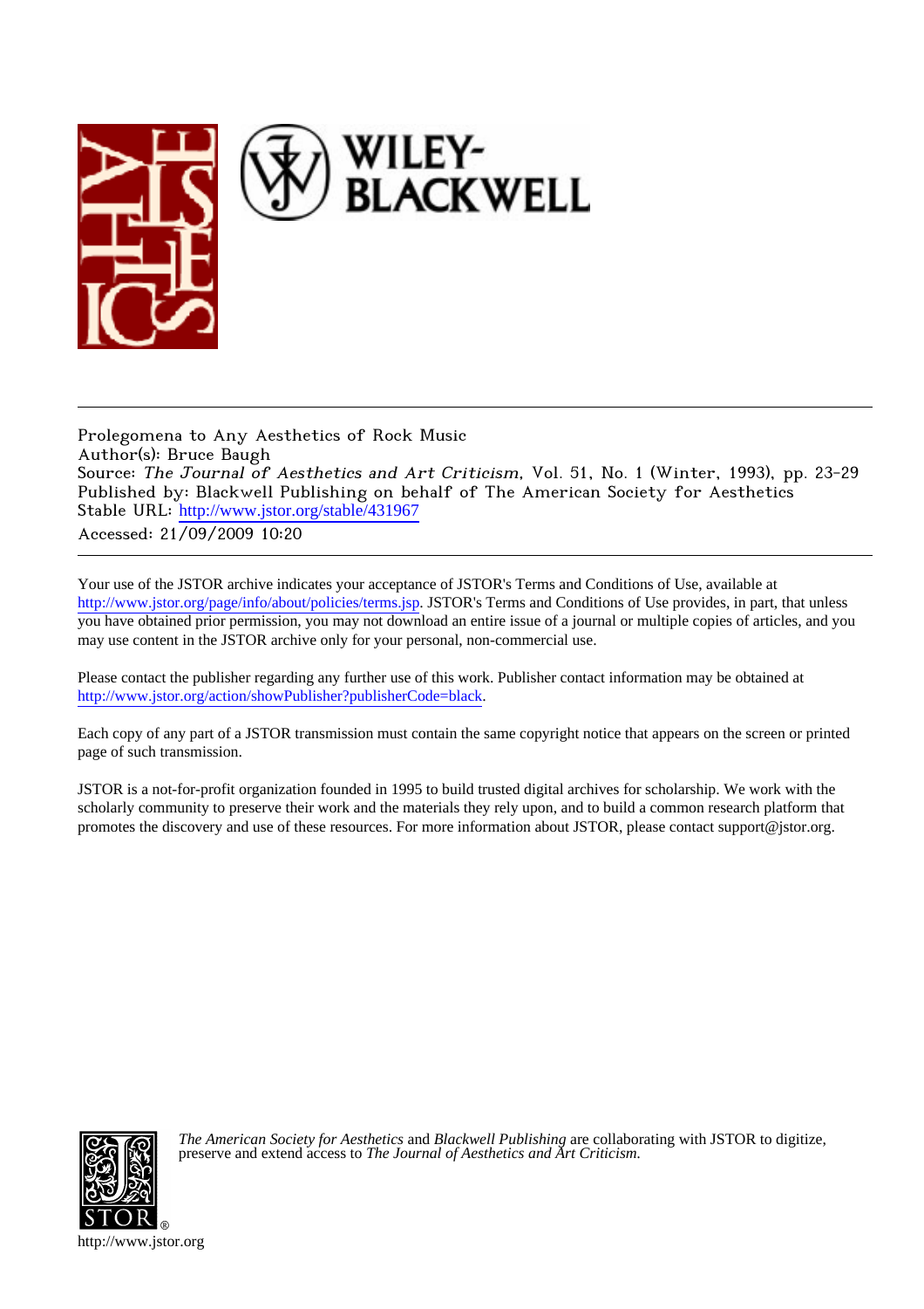Prolegomena to Any Aesthetics of Rock Music
Author(s): Bruce Baugh
Source: *The Journal of Aesthetics and Art Criticism*, Vol. 51, No. 1 (Winter, 1993), pp. 23-29
Published by: Blackwell Publishing on behalf of The American Society for Aesthetics
Stable URL: http://www.jstor.org/stable/431967
Accessed: 21/09/2009 10:20

---

Your use of the JSTOR archive indicates your acceptance of JSTOR's Terms and Conditions of Use, available at http://www.jstor.org/page/info/about/policies/terms.jsp. JSTOR's Terms and Conditions of Use provides, in part, that unless you have obtained prior permission, you may not download an entire issue of a journal or multiple copies of articles, and you may use content in the JSTOR archive only for your personal, non-commercial use.

Please contact the publisher regarding any further use of this work. Publisher contact information may be obtained at http://www.jstor.org/action/showPublisher?publisherCode=black.

Each copy of any part of a JSTOR transmission must contain the same copyright notice that appears on the screen or printed page of such transmission.

JSTOR is a not-for-profit organization founded in 1995 to build trusted digital archives for scholarship. We work with the scholarly community to preserve their work and the materials they rely upon, and to build a common research platform that promotes the discovery and use of these resources. For more information about JSTOR, please contact support@jstor.org.

*The American Society for Aesthetics* and *Blackwell Publishing* are collaborating with JSTOR to digitize, preserve and extend access to *The Journal of Aesthetics and Art Criticism.*

http://www.jstor.org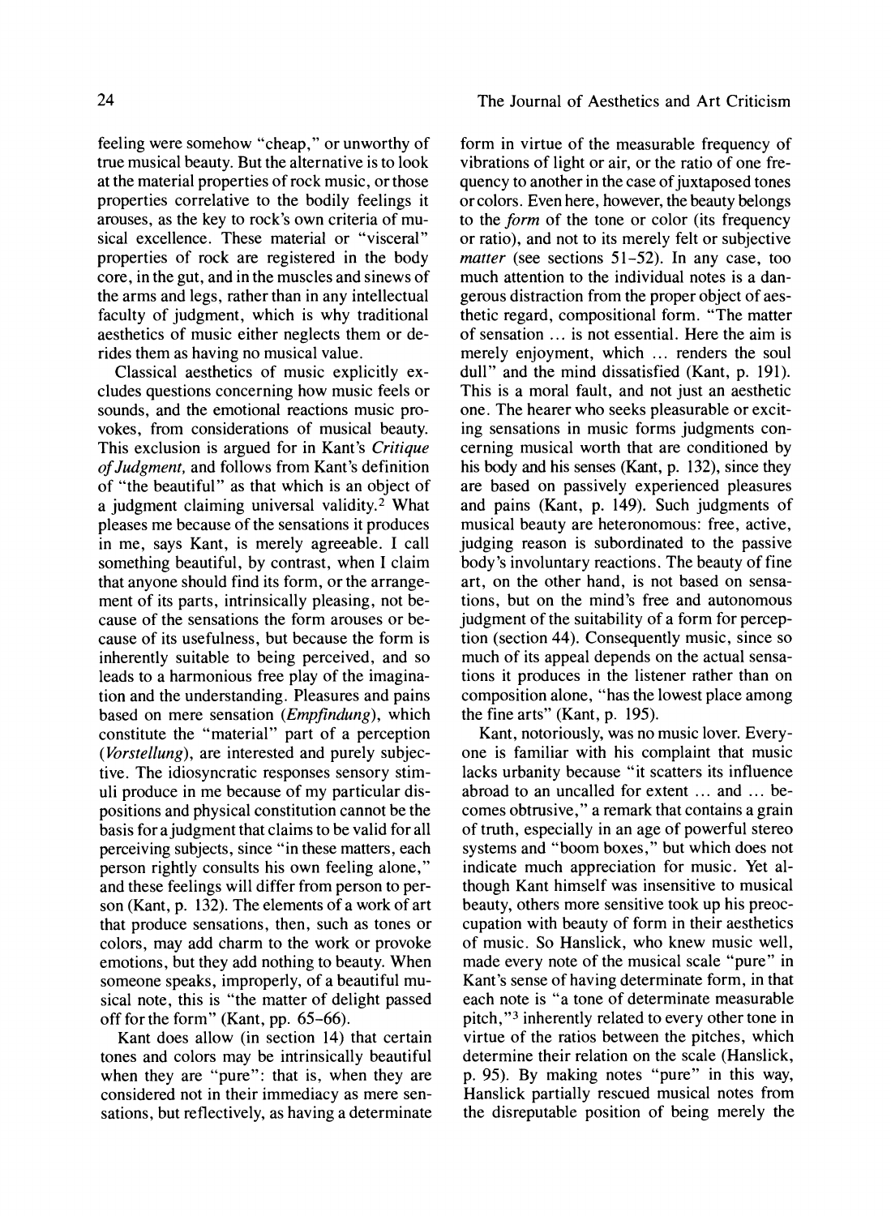feeling were somehow "cheap," or unworthy of true musical beauty. But the alternative is to look at the material properties of rock music, or those properties correlative to the bodily feelings it arouses, as the key to rock's own criteria of musical excellence. These material or "visceral" properties of rock are registered in the body core, in the gut, and in the muscles and sinews of the arms and legs, rather than in any intellectual faculty of judgment, which is why traditional aesthetics of music either neglects them or derides them as having no musical value.

Classical aesthetics of music explicitly excludes questions concerning how music feels or sounds, and the emotional reactions music provokes, from considerations of musical beauty. This exclusion is argued for in Kant's *Critique of Judgment,* and follows from Kant's definition of "the beautiful" as that which is an object of a judgment claiming universal validity.[2] What pleases me because of the sensations it produces in me, says Kant, is merely agreeable. I call something beautiful, by contrast, when I claim that anyone should find its form, or the arrangement of its parts, intrinsically pleasing, not because of the sensations the form arouses or because of its usefulness, but because the form is inherently suitable to being perceived, and so leads to a harmonious free play of the imagination and the understanding. Pleasures and pains based on mere sensation (*Empfindung*), which constitute the "material" part of a perception (*Vorstellung*), are interested and purely subjective. The idiosyncratic responses sensory stimuli produce in me because of my particular dispositions and physical constitution cannot be the basis for a judgment that claims to be valid for all perceiving subjects, since "in these matters, each person rightly consults his own feeling alone," and these feelings will differ from person to person (Kant, p. 132). The elements of a work of art that produce sensations, then, such as tones or colors, may add charm to the work or provoke emotions, but they add nothing to beauty. When someone speaks, improperly, of a beautiful musical note, this is "the matter of delight passed off for the form" (Kant, pp. 65–66).

Kant does allow (in section 14) that certain tones and colors may be intrinsically beautiful when they are "pure": that is, when they are considered not in their immediacy as mere sensations, but reflectively, as having a determinate form in virtue of the measurable frequency of vibrations of light or air, or the ratio of one frequency to another in the case of juxtaposed tones or colors. Even here, however, the beauty belongs to the *form* of the tone or color (its frequency or ratio), and not to its merely felt or subjective *matter* (see sections 51–52). In any case, too much attention to the individual notes is a dangerous distraction from the proper object of aesthetic regard, compositional form. "The matter of sensation ... is not essential. Here the aim is merely enjoyment, which ... renders the soul dull" and the mind dissatisfied (Kant, p. 191). This is a moral fault, and not just an aesthetic one. The hearer who seeks pleasurable or exciting sensations in music forms judgments concerning musical worth that are conditioned by his body and his senses (Kant, p. 132), since they are based on passively experienced pleasures and pains (Kant, p. 149). Such judgments of musical beauty are heteronomous: free, active, judging reason is subordinated to the passive body's involuntary reactions. The beauty of fine art, on the other hand, is not based on sensations, but on the mind's free and autonomous judgment of the suitability of a form for perception (section 44). Consequently music, since so much of its appeal depends on the actual sensations it produces in the listener rather than on composition alone, "has the lowest place among the fine arts" (Kant, p. 195).

Kant, notoriously, was no music lover. Everyone is familiar with his complaint that music lacks urbanity because "it scatters its influence abroad to an uncalled for extent ... and ... becomes obtrusive," a remark that contains a grain of truth, especially in an age of powerful stereo systems and "boom boxes," but which does not indicate much appreciation for music. Yet although Kant himself was insensitive to musical beauty, others more sensitive took up his preoccupation with beauty of form in their aesthetics of music. So Hanslick, who knew music well, made every note of the musical scale "pure" in Kant's sense of having determinate form, in that each note is "a tone of determinate measurable pitch,"[3] inherently related to every other tone in virtue of the ratios between the pitches, which determine their relation on the scale (Hanslick, p. 95). By making notes "pure" in this way, Hanslick partially rescued musical notes from the disreputable position of being merely the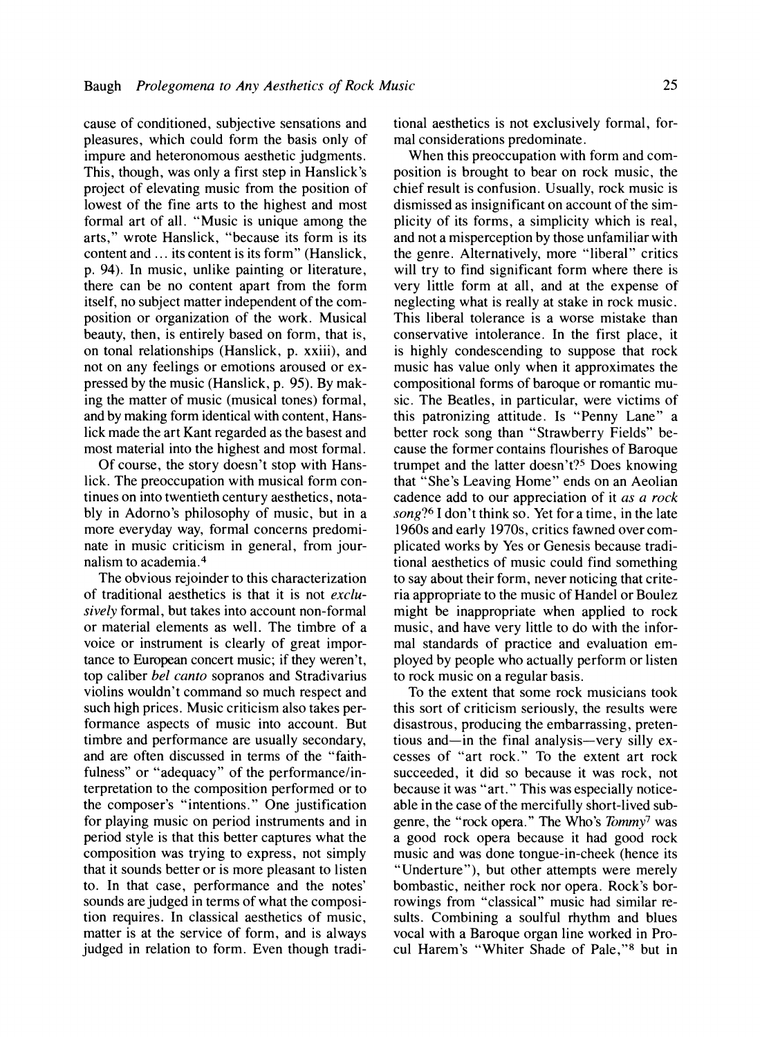cause of conditioned, subjective sensations and pleasures, which could form the basis only of impure and heteronomous aesthetic judgments. This, though, was only a first step in Hanslick's project of elevating music from the position of lowest of the fine arts to the highest and most formal art of all. "Music is unique among the arts," wrote Hanslick, "because its form is its content and ... its content is its form" (Hanslick, p. 94). In music, unlike painting or literature, there can be no content apart from the form itself, no subject matter independent of the composition or organization of the work. Musical beauty, then, is entirely based on form, that is, on tonal relationships (Hanslick, p. xxiii), and not on any feelings or emotions aroused or expressed by the music (Hanslick, p. 95). By making the matter of music (musical tones) formal, and by making form identical with content, Hanslick made the art Kant regarded as the basest and most material into the highest and most formal.

Of course, the story doesn't stop with Hanslick. The preoccupation with musical form continues on into twentieth century aesthetics, notably in Adorno's philosophy of music, but in a more everyday way, formal concerns predominate in music criticism in general, from journalism to academia.[4]

The obvious rejoinder to this characterization of traditional aesthetics is that it is not *exclusively* formal, but takes into account non-formal or material elements as well. The timbre of a voice or instrument is clearly of great importance to European concert music; if they weren't, top caliber *bel canto* sopranos and Stradivarius violins wouldn't command so much respect and such high prices. Music criticism also takes performance aspects of music into account. But timbre and performance are usually secondary, and are often discussed in terms of the "faithfulness" or "adequacy" of the performance/interpretation to the composition performed or to the composer's "intentions." One justification for playing music on period instruments and in period style is that this better captures what the composition was trying to express, not simply that it sounds better or is more pleasant to listen to. In that case, performance and the notes' sounds are judged in terms of what the composition requires. In classical aesthetics of music, matter is at the service of form, and is always judged in relation to form. Even though traditional aesthetics is not exclusively formal, formal considerations predominate.

When this preoccupation with form and composition is brought to bear on rock music, the chief result is confusion. Usually, rock music is dismissed as insignificant on account of the simplicity of its forms, a simplicity which is real, and not a misperception by those unfamiliar with the genre. Alternatively, more "liberal" critics will try to find significant form where there is very little form at all, and at the expense of neglecting what is really at stake in rock music. This liberal tolerance is a worse mistake than conservative intolerance. In the first place, it is highly condescending to suppose that rock music has value only when it approximates the compositional forms of baroque or romantic music. The Beatles, in particular, were victims of this patronizing attitude. Is "Penny Lane" a better rock song than "Strawberry Fields" because the former contains flourishes of Baroque trumpet and the latter doesn't?[5] Does knowing that "She's Leaving Home" ends on an Aeolian cadence add to our appreciation of it *as a rock song*?[6] I don't think so. Yet for a time, in the late 1960s and early 1970s, critics fawned over complicated works by Yes or Genesis because traditional aesthetics of music could find something to say about their form, never noticing that criteria appropriate to the music of Handel or Boulez might be inappropriate when applied to rock music, and have very little to do with the informal standards of practice and evaluation employed by people who actually perform or listen to rock music on a regular basis.

To the extent that some rock musicians took this sort of criticism seriously, the results were disastrous, producing the embarrassing, pretentious and—in the final analysis—very silly excesses of "art rock." To the extent art rock succeeded, it did so because it was rock, not because it was "art." This was especially noticeable in the case of the mercifully short-lived subgenre, the "rock opera." The Who's *Tommy*[7] was a good rock opera because it had good rock music and was done tongue-in-cheek (hence its "Underture"), but other attempts were merely bombastic, neither rock nor opera. Rock's borrowings from "classical" music had similar results. Combining a soulful rhythm and blues vocal with a Baroque organ line worked in Procul Harem's "Whiter Shade of Pale,"[8] but in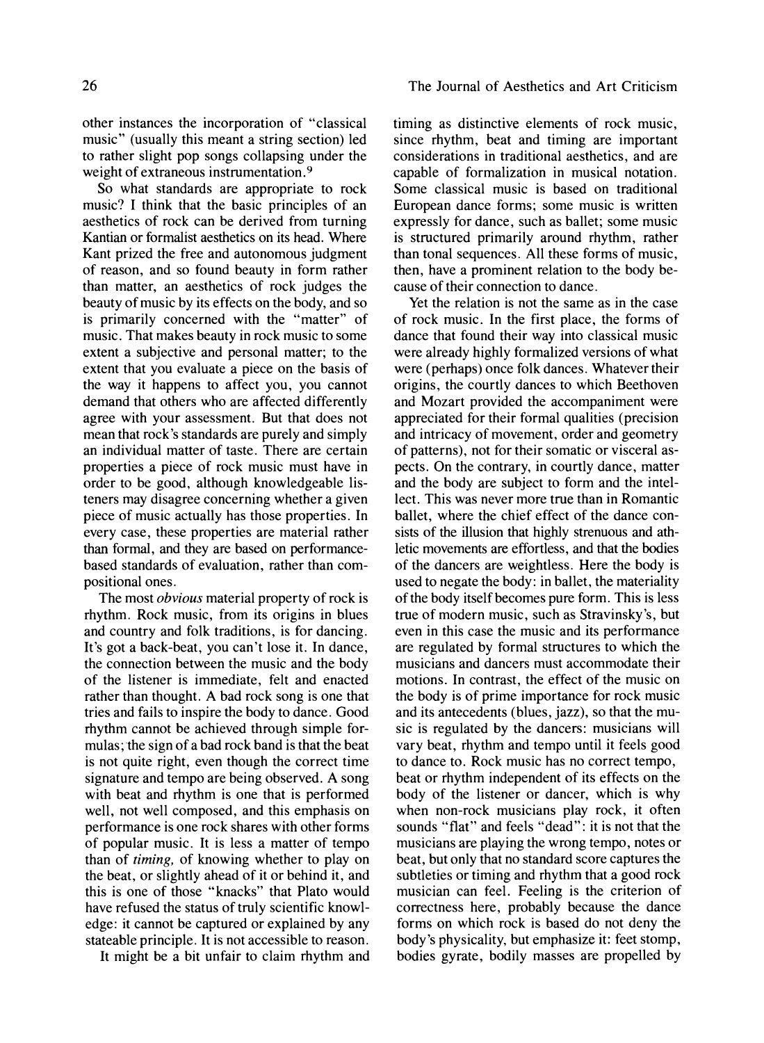other instances the incorporation of "classical music" (usually this meant a string section) led to rather slight pop songs collapsing under the weight of extraneous instrumentation.[9]

So what standards are appropriate to rock music? I think that the basic principles of an aesthetics of rock can be derived from turning Kantian or formalist aesthetics on its head. Where Kant prized the free and autonomous judgment of reason, and so found beauty in form rather than matter, an aesthetics of rock judges the beauty of music by its effects on the body, and so is primarily concerned with the "matter" of music. That makes beauty in rock music to some extent a subjective and personal matter; to the extent that you evaluate a piece on the basis of the way it happens to affect you, you cannot demand that others who are affected differently agree with your assessment. But that does not mean that rock's standards are purely and simply an individual matter of taste. There are certain properties a piece of rock music must have in order to be good, although knowledgeable listeners may disagree concerning whether a given piece of music actually has those properties. In every case, these properties are material rather than formal, and they are based on performance-based standards of evaluation, rather than compositional ones.

The most *obvious* material property of rock is rhythm. Rock music, from its origins in blues and country and folk traditions, is for dancing. It's got a back-beat, you can't lose it. In dance, the connection between the music and the body of the listener is immediate, felt and enacted rather than thought. A bad rock song is one that tries and fails to inspire the body to dance. Good rhythm cannot be achieved through simple formulas; the sign of a bad rock band is that the beat is not quite right, even though the correct time signature and tempo are being observed. A song with beat and rhythm is one that is performed well, not well composed, and this emphasis on performance is one rock shares with other forms of popular music. It is less a matter of tempo than of *timing,* of knowing whether to play on the beat, or slightly ahead of it or behind it, and this is one of those "knacks" that Plato would have refused the status of truly scientific knowledge: it cannot be captured or explained by any stateable principle. It is not accessible to reason.

It might be a bit unfair to claim rhythm and timing as distinctive elements of rock music, since rhythm, beat and timing are important considerations in traditional aesthetics, and are capable of formalization in musical notation. Some classical music is based on traditional European dance forms; some music is written expressly for dance, such as ballet; some music is structured primarily around rhythm, rather than tonal sequences. All these forms of music, then, have a prominent relation to the body because of their connection to dance.

Yet the relation is not the same as in the case of rock music. In the first place, the forms of dance that found their way into classical music were already highly formalized versions of what were (perhaps) once folk dances. Whatever their origins, the courtly dances to which Beethoven and Mozart provided the accompaniment were appreciated for their formal qualities (precision and intricacy of movement, order and geometry of patterns), not for their somatic or visceral aspects. On the contrary, in courtly dance, matter and the body are subject to form and the intellect. This was never more true than in Romantic ballet, where the chief effect of the dance consists of the illusion that highly strenuous and athletic movements are effortless, and that the bodies of the dancers are weightless. Here the body is used to negate the body: in ballet, the materiality of the body itself becomes pure form. This is less true of modern music, such as Stravinsky's, but even in this case the music and its performance are regulated by formal structures to which the musicians and dancers must accommodate their motions. In contrast, the effect of the music on the body is of prime importance for rock music and its antecedents (blues, jazz), so that the music is regulated by the dancers: musicians will vary beat, rhythm and tempo until it feels good to dance to. Rock music has no correct tempo, beat or rhythm independent of its effects on the body of the listener or dancer, which is why when non-rock musicians play rock, it often sounds "flat" and feels "dead": it is not that the musicians are playing the wrong tempo, notes or beat, but only that no standard score captures the subtleties or timing and rhythm that a good rock musician can feel. Feeling is the criterion of correctness here, probably because the dance forms on which rock is based do not deny the body's physicality, but emphasize it: feet stomp, bodies gyrate, bodily masses are propelled by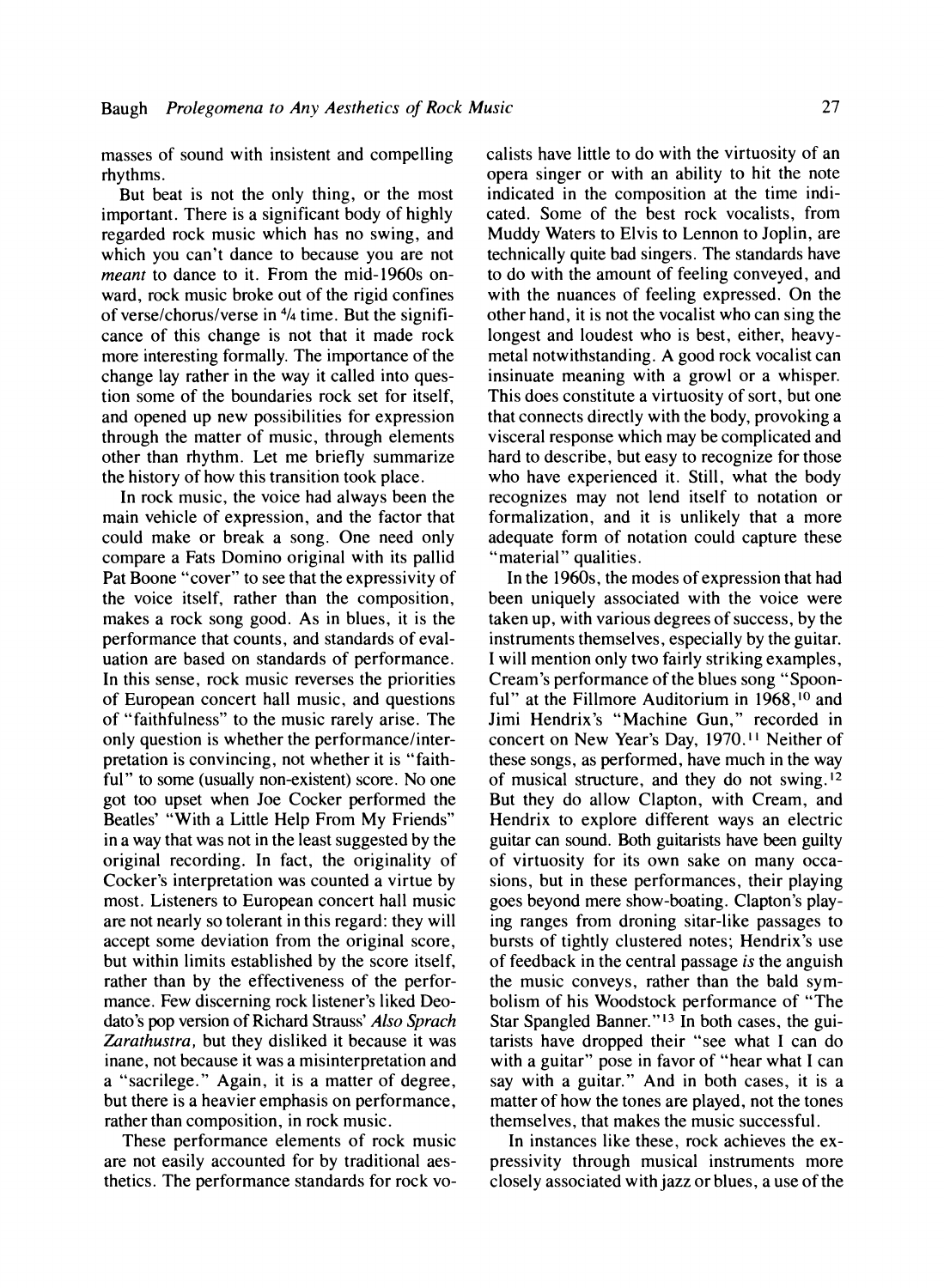masses of sound with insistent and compelling rhythms.

But beat is not the only thing, or the most important. There is a significant body of highly regarded rock music which has no swing, and which you can't dance to because you are not *meant* to dance to it. From the mid-1960s onward, rock music broke out of the rigid confines of verse/chorus/verse in 4/4 time. But the significance of this change is not that it made rock more interesting formally. The importance of the change lay rather in the way it called into question some of the boundaries rock set for itself, and opened up new possibilities for expression through the matter of music, through elements other than rhythm. Let me briefly summarize the history of how this transition took place.

In rock music, the voice had always been the main vehicle of expression, and the factor that could make or break a song. One need only compare a Fats Domino original with its pallid Pat Boone "cover" to see that the expressivity of the voice itself, rather than the composition, makes a rock song good. As in blues, it is the performance that counts, and standards of evaluation are based on standards of performance. In this sense, rock music reverses the priorities of European concert hall music, and questions of "faithfulness" to the music rarely arise. The only question is whether the performance/interpretation is convincing, not whether it is "faithful" to some (usually non-existent) score. No one got too upset when Joe Cocker performed the Beatles' "With a Little Help From My Friends" in a way that was not in the least suggested by the original recording. In fact, the originality of Cocker's interpretation was counted a virtue by most. Listeners to European concert hall music are not nearly so tolerant in this regard: they will accept some deviation from the original score, but within limits established by the score itself, rather than by the effectiveness of the performance. Few discerning rock listener's liked Deodato's pop version of Richard Strauss' *Also Sprach Zarathustra*, but they disliked it because it was inane, not because it was a misinterpretation and a "sacrilege." Again, it is a matter of degree, but there is a heavier emphasis on performance, rather than composition, in rock music.

These performance elements of rock music are not easily accounted for by traditional aesthetics. The performance standards for rock vocalists have little to do with the virtuosity of an opera singer or with an ability to hit the note indicated in the composition at the time indicated. Some of the best rock vocalists, from Muddy Waters to Elvis to Lennon to Joplin, are technically quite bad singers. The standards have to do with the amount of feeling conveyed, and with the nuances of feeling expressed. On the other hand, it is not the vocalist who can sing the longest and loudest who is best, either, heavy-metal notwithstanding. A good rock vocalist can insinuate meaning with a growl or a whisper. This does constitute a virtuosity of sort, but one that connects directly with the body, provoking a visceral response which may be complicated and hard to describe, but easy to recognize for those who have experienced it. Still, what the body recognizes may not lend itself to notation or formalization, and it is unlikely that a more adequate form of notation could capture these "material" qualities.

In the 1960s, the modes of expression that had been uniquely associated with the voice were taken up, with various degrees of success, by the instruments themselves, especially by the guitar. I will mention only two fairly striking examples, Cream's performance of the blues song "Spoonful" at the Fillmore Auditorium in 1968,[10] and Jimi Hendrix's "Machine Gun," recorded in concert on New Year's Day, 1970.[11] Neither of these songs, as performed, have much in the way of musical structure, and they do not swing.[12] But they do allow Clapton, with Cream, and Hendrix to explore different ways an electric guitar can sound. Both guitarists have been guilty of virtuosity for its own sake on many occasions, but in these performances, their playing goes beyond mere show-boating. Clapton's playing ranges from droning sitar-like passages to bursts of tightly clustered notes; Hendrix's use of feedback in the central passage *is* the anguish the music conveys, rather than the bald symbolism of his Woodstock performance of "The Star Spangled Banner."[13] In both cases, the guitarists have dropped their "see what I can do with a guitar" pose in favor of "hear what I can say with a guitar." And in both cases, it is a matter of how the tones are played, not the tones themselves, that makes the music successful.

In instances like these, rock achieves the expressivity through musical instruments more closely associated with jazz or blues, a use of the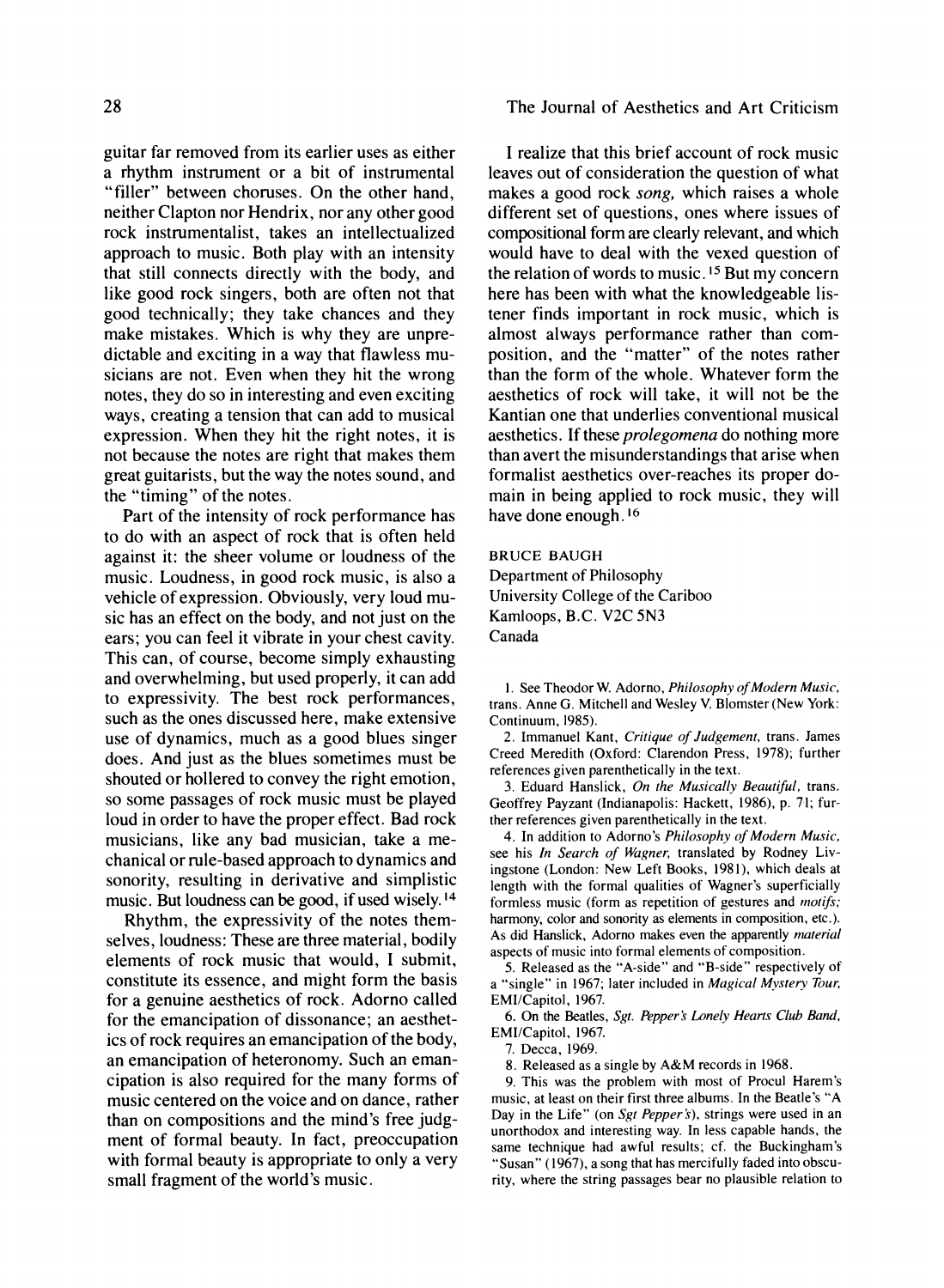guitar far removed from its earlier uses as either a rhythm instrument or a bit of instrumental "filler" between choruses. On the other hand, neither Clapton nor Hendrix, nor any other good rock instrumentalist, takes an intellectualized approach to music. Both play with an intensity that still connects directly with the body, and like good rock singers, both are often not that good technically; they take chances and they make mistakes. Which is why they are unpredictable and exciting in a way that flawless musicians are not. Even when they hit the wrong notes, they do so in interesting and even exciting ways, creating a tension that can add to musical expression. When they hit the right notes, it is not because the notes are right that makes them great guitarists, but the way the notes sound, and the "timing" of the notes.

Part of the intensity of rock performance has to do with an aspect of rock that is often held against it: the sheer volume or loudness of the music. Loudness, in good rock music, is also a vehicle of expression. Obviously, very loud music has an effect on the body, and not just on the ears; you can feel it vibrate in your chest cavity. This can, of course, become simply exhausting and overwhelming, but used properly, it can add to expressivity. The best rock performances, such as the ones discussed here, make extensive use of dynamics, much as a good blues singer does. And just as the blues sometimes must be shouted or hollered to convey the right emotion, so some passages of rock music must be played loud in order to have the proper effect. Bad rock musicians, like any bad musician, take a mechanical or rule-based approach to dynamics and sonority, resulting in derivative and simplistic music. But loudness can be good, if used wisely.[14]

Rhythm, the expressivity of the notes themselves, loudness: These are three material, bodily elements of rock music that would, I submit, constitute its essence, and might form the basis for a genuine aesthetics of rock. Adorno called for the emancipation of dissonance; an aesthetics of rock requires an emancipation of the body, an emancipation of heteronomy. Such an emancipation is also required for the many forms of music centered on the voice and on dance, rather than on compositions and the mind's free judgment of formal beauty. In fact, preoccupation with formal beauty is appropriate to only a very small fragment of the world's music.

I realize that this brief account of rock music leaves out of consideration the question of what makes a good rock *song,* which raises a whole different set of questions, ones where issues of compositional form are clearly relevant, and which would have to deal with the vexed question of the relation of words to music.[15] But my concern here has been with what the knowledgeable listener finds important in rock music, which is almost always performance rather than composition, and the "matter" of the notes rather than the form of the whole. Whatever form the aesthetics of rock will take, it will not be the Kantian one that underlies conventional musical aesthetics. If these *prolegomena* do nothing more than avert the misunderstandings that arise when formalist aesthetics over-reaches its proper domain in being applied to rock music, they will have done enough.[16]

BRUCE BAUGH
Department of Philosophy
University College of the Cariboo
Kamloops, B.C. V2C 5N3
Canada

1. See Theodor W. Adorno, *Philosophy of Modern Music,* trans. Anne G. Mitchell and Wesley V. Blomster (New York: Continuum, 1985).

2. Immanuel Kant, *Critique of Judgement,* trans. James Creed Meredith (Oxford: Clarendon Press, 1978); further references given parenthetically in the text.

3. Eduard Hanslick, *On the Musically Beautiful,* trans. Geoffrey Payzant (Indianapolis: Hackett, 1986), p. 71; further references given parenthetically in the text.

4. In addition to Adorno's *Philosophy of Modern Music,* see his *In Search of Wagner,* translated by Rodney Livingstone (London: New Left Books, 1981), which deals at length with the formal qualities of Wagner's superficially formless music (form as repetition of gestures and *motifs;* harmony, color and sonority as elements in composition, etc.). As did Hanslick, Adorno makes even the apparently *material* aspects of music into formal elements of composition.

5. Released as the "A-side" and "B-side" respectively of a "single" in 1967; later included in *Magical Mystery Tour,* EMI/Capitol, 1967.

6. On the Beatles, *Sgt. Pepper's Lonely Hearts Club Band,* EMI/Capitol, 1967.

7. Decca, 1969.

8. Released as a single by A&M records in 1968.

9. This was the problem with most of Procul Harem's music, at least on their first three albums. In the Beatle's "A Day in the Life" (on *Sgt Pepper's*), strings were used in an unorthodox and interesting way. In less capable hands, the same technique had awful results; cf. the Buckingham's "Susan" (1967), a song that has mercifully faded into obscurity, where the string passages bear no plausible relation to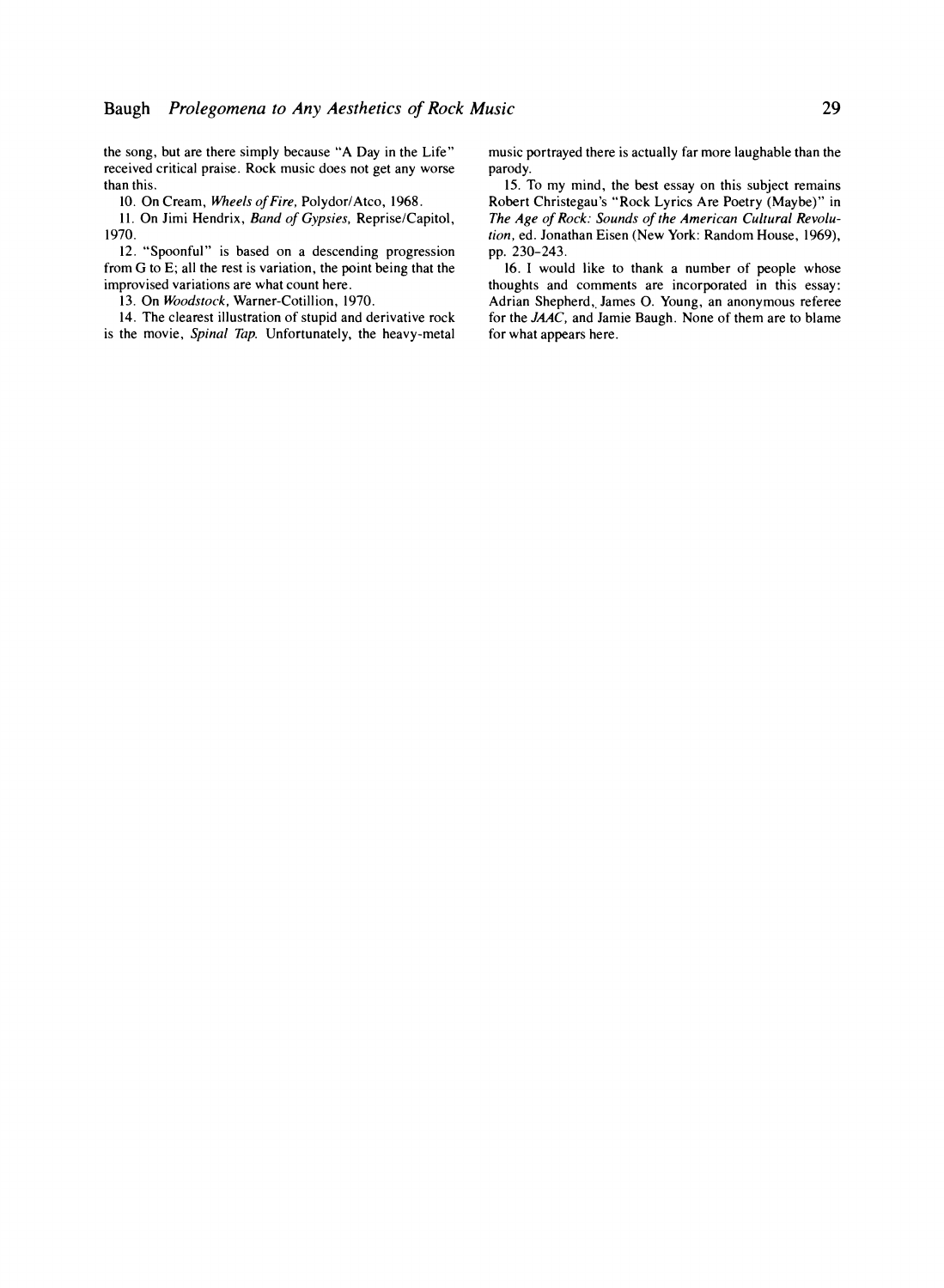the song, but are there simply because "A Day in the Life" received critical praise. Rock music does not get any worse than this.

10. On Cream, *Wheels of Fire*, Polydor/Atco, 1968.

11. On Jimi Hendrix, *Band of Gypsies*, Reprise/Capitol, 1970.

12. "Spoonful" is based on a descending progression from G to E; all the rest is variation, the point being that the improvised variations are what count here.

13. On *Woodstock*, Warner-Cotillion, 1970.

14. The clearest illustration of stupid and derivative rock is the movie, *Spinal Tap*. Unfortunately, the heavy-metal music portrayed there is actually far more laughable than the parody.

15. To my mind, the best essay on this subject remains Robert Christegau's "Rock Lyrics Are Poetry (Maybe)" in *The Age of Rock: Sounds of the American Cultural Revolution*, ed. Jonathan Eisen (New York: Random House, 1969), pp. 230–243.

16. I would like to thank a number of people whose thoughts and comments are incorporated in this essay: Adrian Shepherd, James O. Young, an anonymous referee for the *JAAC*, and Jamie Baugh. None of them are to blame for what appears here.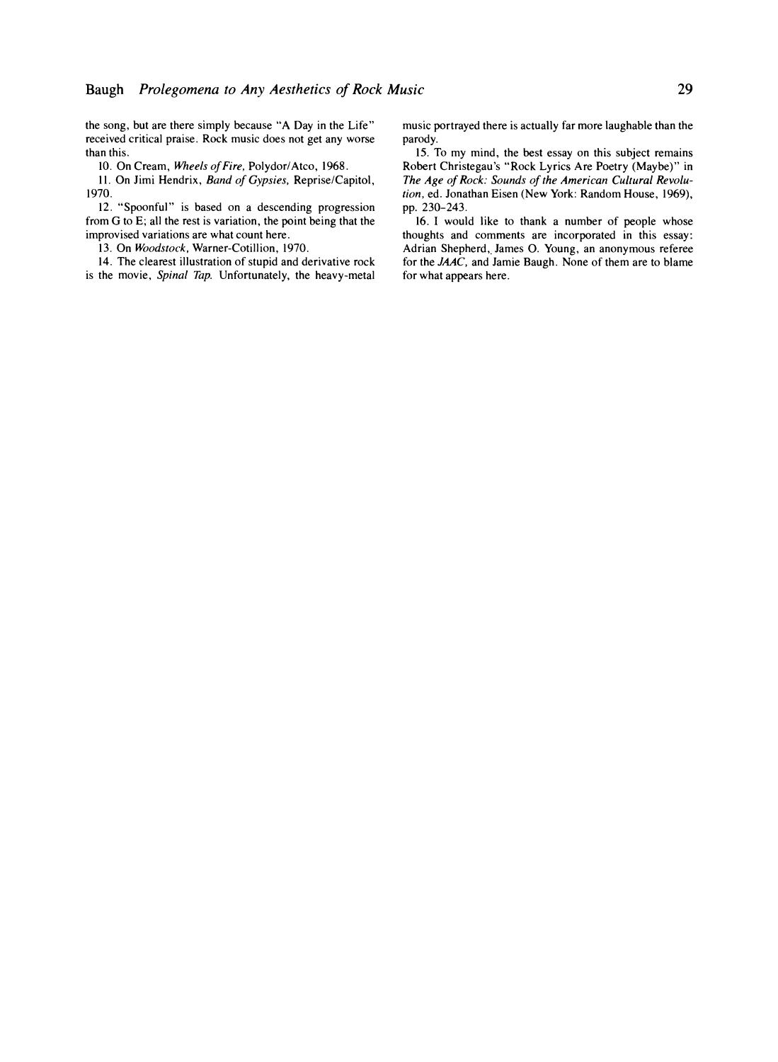the song, but are there simply because "A Day in the Life" received critical praise. Rock music does not get any worse than this.

10. On Cream, *Wheels of Fire,* Polydor/Atco, 1968.

11. On Jimi Hendrix, *Band of Gypsies,* Reprise/Capitol, 1970.

12. "Spoonful" is based on a descending progression from G to E; all the rest is variation, the point being that the improvised variations are what count here.

13. On *Woodstock,* Warner-Cotillion, 1970.

14. The clearest illustration of stupid and derivative rock is the movie, *Spinal Tap.* Unfortunately, the heavy-metal music portrayed there is actually far more laughable than the parody.

15. To my mind, the best essay on this subject remains Robert Christegau's "Rock Lyrics Are Poetry (Maybe)" in *The Age of Rock: Sounds of the American Cultural Revolution,* ed. Jonathan Eisen (New York: Random House, 1969), pp. 230–243.

16. I would like to thank a number of people whose thoughts and comments are incorporated in this essay: Adrian Shepherd, James O. Young, an anonymous referee for the *JAAC,* and Jamie Baugh. None of them are to blame for what appears here.